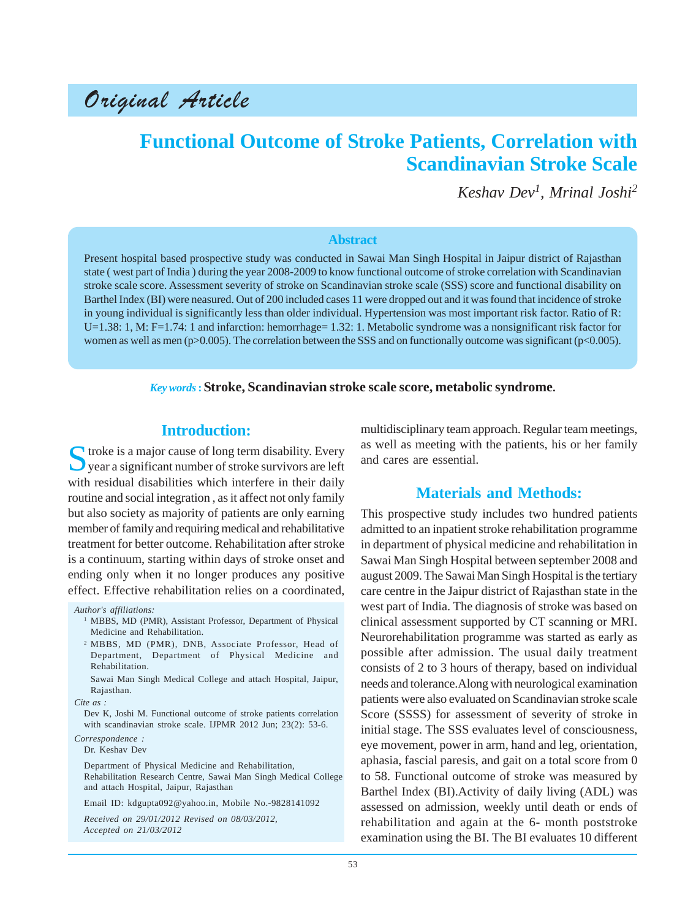Original Article

# Functional Outcome of Stroke Patients, Correlation with Scandinavian Stroke Scale

*Keshav Dev[1], Mrinal Joshi[2]*

## Abstract

Present hospital based prospective study was conducted in Sawai Man Singh Hospital in Jaipur district of Rajasthan state ( west part of India ) during the year 2008-2009 to know functional outcome of stroke correlation with Scandinavian stroke scale score. Assessment severity of stroke on Scandinavian stroke scale (SSS) score and functional disability on Barthel Index (BI) were neasured. Out of 200 included cases 11 were dropped out and it was found that incidence of stroke in young individual is significantly less than older individual. Hypertension was most important risk factor. Ratio of R: U=1.38: 1, M: F=1.74: 1 and infarction: hemorrhage= 1.32: 1. Metabolic syndrome was a nonsignificant risk factor for women as well as men ($p>0.005$). The correlation between the SSS and on functionally outcome was significant ($p<0.005$).

*Key words* : **Stroke, Scandinavian stroke scale score, metabolic syndrome.**

## Introduction:

Stroke is a major cause of long term disability. Every year a significant number of stroke survivors are left with residual disabilities which interfere in their daily routine and social integration , as it affect not only family but also society as majority of patients are only earning member of family and requiring medical and rehabilitative treatment for better outcome. Rehabilitation after stroke is a continuum, starting within days of stroke onset and ending only when it no longer produces any positive effect. Effective rehabilitation relies on a coordinated, multidisciplinary team approach. Regular team meetings, as well as meeting with the patients, his or her family and cares are essential.

*Author's affiliations:*

[1] MBBS, MD (PMR), Assistant Professor, Department of Physical Medicine and Rehabilitation.

[2] MBBS, MD (PMR), DNB, Associate Professor, Head of Department, Department of Physical Medicine and Rehabilitation.

Sawai Man Singh Medical College and attach Hospital, Jaipur, Rajasthan.

*Cite as :*

Dev K, Joshi M. Functional outcome of stroke patients correlation with scandinavian stroke scale. IJPMR 2012 Jun; 23(2): 53-6.

*Correspondence :*

Dr. Keshav Dev

Department of Physical Medicine and Rehabilitation, Rehabilitation Research Centre, Sawai Man Singh Medical College and attach Hospital, Jaipur, Rajasthan

Email ID: kdgupta092@yahoo.in, Mobile No.-9828141092

*Received on 29/01/2012 Revised on 08/03/2012, Accepted on 21/03/2012*

## Materials and Methods:

This prospective study includes two hundred patients admitted to an inpatient stroke rehabilitation programme in department of physical medicine and rehabilitation in Sawai Man Singh Hospital between september 2008 and august 2009. The Sawai Man Singh Hospital is the tertiary care centre in the Jaipur district of Rajasthan state in the west part of India. The diagnosis of stroke was based on clinical assessment supported by CT scanning or MRI. Neurorehabilitation programme was started as early as possible after admission. The usual daily treatment consists of 2 to 3 hours of therapy, based on individual needs and tolerance.Along with neurological examination patients were also evaluated on Scandinavian stroke scale Score (SSSS) for assessment of severity of stroke in initial stage. The SSS evaluates level of consciousness, eye movement, power in arm, hand and leg, orientation, aphasia, fascial paresis, and gait on a total score from 0 to 58. Functional outcome of stroke was measured by Barthel Index (BI).Activity of daily living (ADL) was assessed on admission, weekly until death or ends of rehabilitation and again at the 6- month poststroke examination using the BI. The BI evaluates 10 different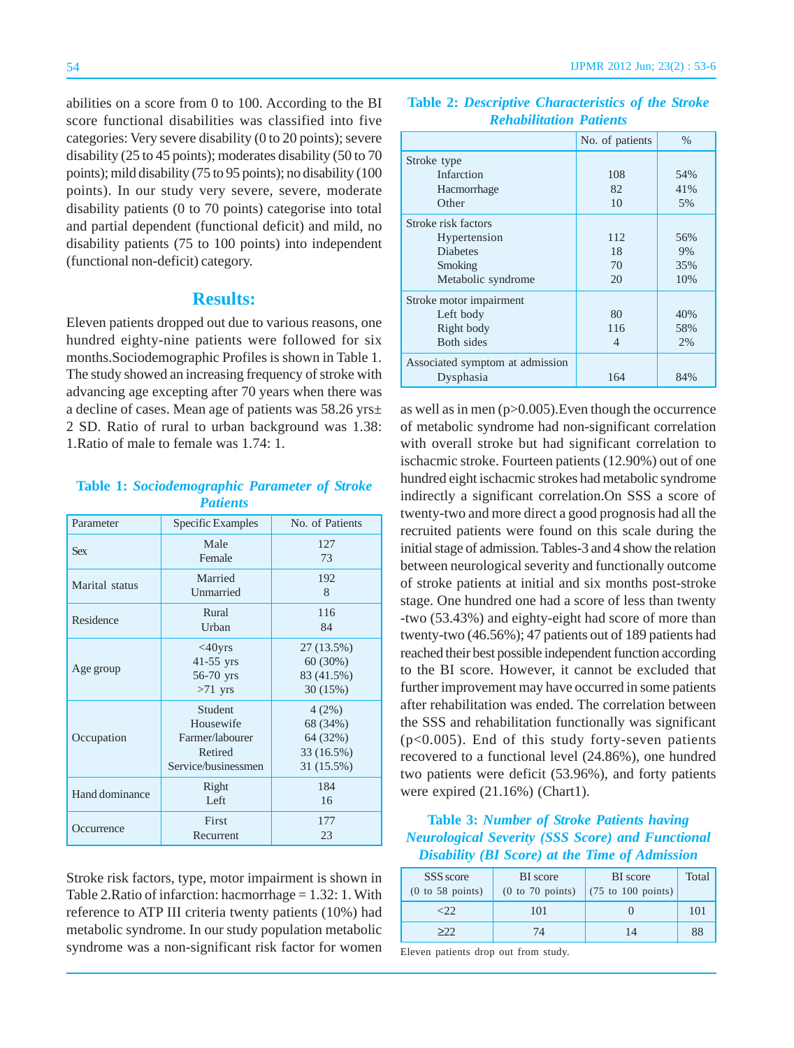abilities on a score from 0 to 100. According to the BI score functional disabilities was classified into five categories: Very severe disability (0 to 20 points); severe disability (25 to 45 points); moderates disability (50 to 70 points); mild disability (75 to 95 points); no disability (100 points). In our study very severe, severe, moderate disability patients (0 to 70 points) categorise into total and partial dependent (functional deficit) and mild, no disability patients (75 to 100 points) into independent (functional non-deficit) category.

## Results:

Eleven patients dropped out due to various reasons, one hundred eighty-nine patients were followed for six months.Sociodemographic Profiles is shown in Table 1. The study showed an increasing frequency of stroke with advancing age excepting after 70 years when there was a decline of cases. Mean age of patients was 58.26 yrs± 2 SD. Ratio of rural to urban background was 1.38: 1.Ratio of male to female was 1.74: 1.

**Table 1:** ***Sociodemographic Parameter of Stroke Patients***

| Parameter | Specific Examples | No. of Patients |
|---|---|---|
| Sex | Male<br>Female | 127<br>73 |
| Marital status | Married<br>Unmarried | 192<br>8 |
| Residence | Rural<br>Urban | 116<br>84 |
| Age group | <40yrs<br>41-55 yrs<br>56-70 yrs<br>>71 yrs | 27 (13.5%)<br>60 (30%)<br>83 (41.5%)<br>30 (15%) |
| Occupation | Student<br>Housewife<br>Farmer/labourer<br>Retired<br>Service/businessmen | 4 (2%)<br>68 (34%)<br>64 (32%)<br>33 (16.5%)<br>31 (15.5%) |
| Hand dominance | Right<br>Left | 184<br>16 |
| Occurrence | First<br>Recurrent | 177<br>23 |

Stroke risk factors, type, motor impairment is shown in Table 2.Ratio of infarction: hacmorrhage = 1.32: 1. With reference to ATP III criteria twenty patients (10%) had metabolic syndrome. In our study population metabolic syndrome was a non-significant risk factor for women as well as in men (p>0.005).Even though the occurrence of metabolic syndrome had non-significant correlation with overall stroke but had significant correlation to ischacmic stroke. Fourteen patients (12.90%) out of one hundred eight ischacmic strokes had metabolic syndrome indirectly a significant correlation.On SSS a score of twenty-two and more direct a good prognosis had all the recruited patients were found on this scale during the initial stage of admission. Tables-3 and 4 show the relation between neurological severity and functionally outcome of stroke patients at initial and six months post-stroke stage. One hundred one had a score of less than twenty -two (53.43%) and eighty-eight had score of more than twenty-two (46.56%); 47 patients out of 189 patients had reached their best possible independent function according to the BI score. However, it cannot be excluded that further improvement may have occurred in some patients after rehabilitation was ended. The correlation between the SSS and rehabilitation functionally was significant (p<0.005). End of this study forty-seven patients recovered to a functional level (24.86%), one hundred two patients were deficit (53.96%), and forty patients were expired (21.16%) (Chart1).

**Table 2:** ***Descriptive Characteristics of the Stroke Rehabilitation Patients***

| | No. of patients | % |
|---|---|---|
| **Stroke type** | | |
| Infarction | 108 | 54% |
| Hacmorrhage | 82 | 41% |
| Other | 10 | 5% |
| **Stroke risk factors** | | |
| Hypertension | 112 | 56% |
| Diabetes | 18 | 9% |
| Smoking | 70 | 35% |
| Metabolic syndrome | 20 | 10% |
| **Stroke motor impairment** | | |
| Left body | 80 | 40% |
| Right body | 116 | 58% |
| Both sides | 4 | 2% |
| **Associated symptom at admission** | | |
| Dysphasia | 164 | 84% |

**Table 3:** ***Number of Stroke Patients having Neurological Severity (SSS Score) and Functional Disability (BI Score) at the Time of Admission***

| SSS score (0 to 58 points) | BI score (0 to 70 points) | BI score (75 to 100 points) | Total |
|---|---|---|---|
| <22 | 101 | 0 | 101 |
| ≥22 | 74 | 14 | 88 |

Eleven patients drop out from study.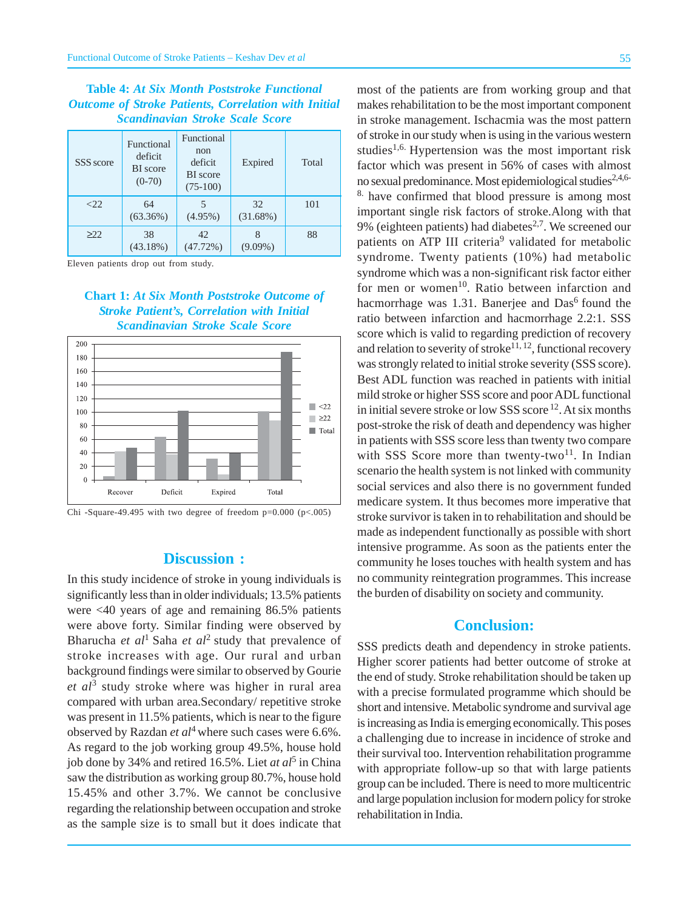**Table 4:** ***At Six Month Poststroke Functional Outcome of Stroke Patients, Correlation with Initial Scandinavian Stroke Scale Score***

| SSS score | Functional deficit BI score (0-70) | Functional non deficit BI score (75-100) | Expired | Total |
|---|---|---|---|---|
| <22 | 64 (63.36%) | 5 (4.95%) | 32 (31.68%) | 101 |
| ≥22 | 38 (43.18%) | 42 (47.72%) | 8 (9.09%) | 88 |

Eleven patients drop out from study.

**Chart 1:** ***At Six Month Poststroke Outcome of Stroke Patient's, Correlation with Initial Scandinavian Stroke Scale Score***

Chi -Square-49.495 with two degree of freedom p=0.000 (p<.005)

## Discussion :

In this study incidence of stroke in young individuals is significantly less than in older individuals; 13.5% patients were <40 years of age and remaining 86.5% patients were above forty. Similar finding were observed by Bharucha *et al*[1] Saha *et al*[2] study that prevalence of stroke increases with age. Our rural and urban background findings were similar to observed by Gourie *et al*[3] study stroke where was higher in rural area compared with urban area.Secondary/ repetitive stroke was present in 11.5% patients, which is near to the figure observed by Razdan *et al*[4] where such cases were 6.6%. As regard to the job working group 49.5%, house hold job done by 34% and retired 16.5%. Liet *at al*[5] in China saw the distribution as working group 80.7%, house hold 15.45% and other 3.7%. We cannot be conclusive regarding the relationship between occupation and stroke as the sample size is to small but it does indicate that most of the patients are from working group and that makes rehabilitation to be the most important component in stroke management. Ischacmia was the most pattern of stroke in our study when is using in the various western studies[1,6]. Hypertension was the most important risk factor which was present in 56% of cases with almost no sexual predominance. Most epidemiological studies[2,4,6-8] have confirmed that blood pressure is among most important single risk factors of stroke.Along with that 9% (eighteen patients) had diabetes[2,7]. We screened our patients on ATP III criteria[9] validated for metabolic syndrome. Twenty patients (10%) had metabolic syndrome which was a non-significant risk factor either for men or women[10]. Ratio between infarction and hacmorrhage was 1.31. Banerjee and Das[6] found the ratio between infarction and hacmorrhage 2.2:1. SSS score which is valid to regarding prediction of recovery and relation to severity of stroke[11, 12], functional recovery was strongly related to initial stroke severity (SSS score). Best ADL function was reached in patients with initial mild stroke or higher SSS score and poor ADL functional in initial severe stroke or low SSS score [12]. At six months post-stroke the risk of death and dependency was higher in patients with SSS score less than twenty two compare with SSS Score more than twenty-two[11]. In Indian scenario the health system is not linked with community social services and also there is no government funded medicare system. It thus becomes more imperative that stroke survivor is taken in to rehabilitation and should be made as independent functionally as possible with short intensive programme. As soon as the patients enter the community he loses touches with health system and has no community reintegration programmes. This increase the burden of disability on society and community.

## Conclusion:

SSS predicts death and dependency in stroke patients. Higher scorer patients had better outcome of stroke at the end of study. Stroke rehabilitation should be taken up with a precise formulated programme which should be short and intensive. Metabolic syndrome and survival age is increasing as India is emerging economically. This poses a challenging due to increase in incidence of stroke and their survival too. Intervention rehabilitation programme with appropriate follow-up so that with large patients group can be included. There is need to more multicentric and large population inclusion for modern policy for stroke rehabilitation in India.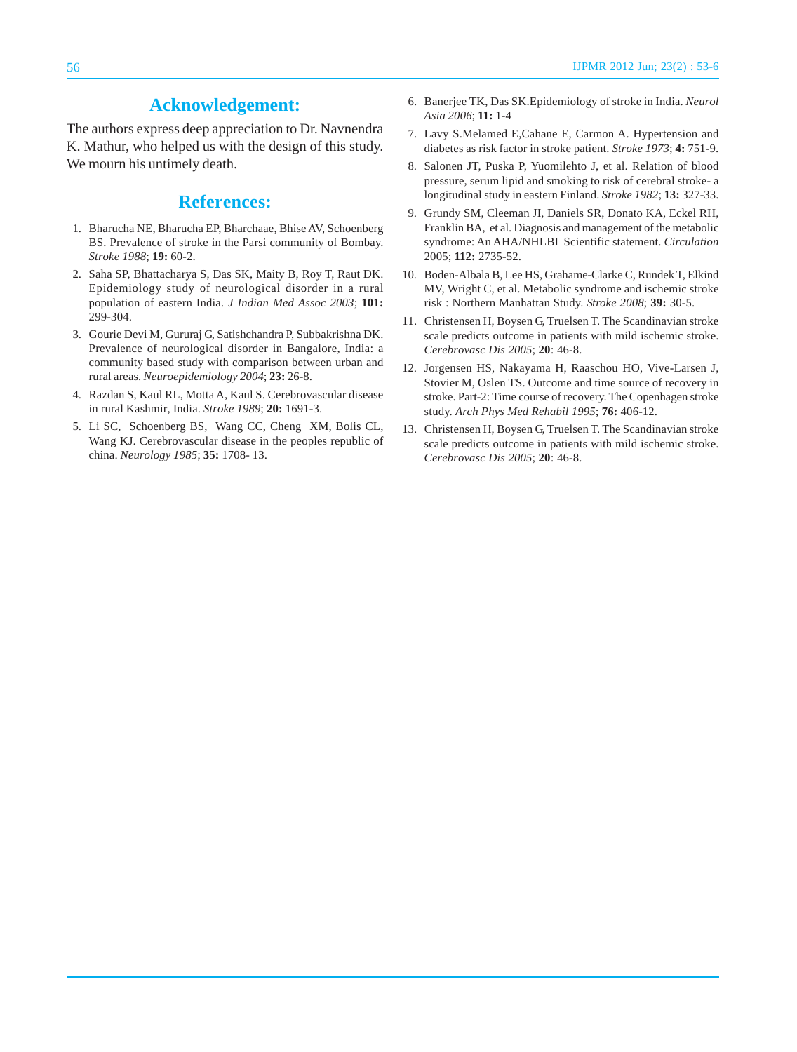## Acknowledgement:

The authors express deep appreciation to Dr. Navnendra K. Mathur, who helped us with the design of this study. We mourn his untimely death.

## References:

1. Bharucha NE, Bharucha EP, Bharchaae, Bhise AV, Schoenberg BS. Prevalence of stroke in the Parsi community of Bombay. *Stroke 1988*; **19:** 60-2.
2. Saha SP, Bhattacharya S, Das SK, Maity B, Roy T, Raut DK. Epidemiology study of neurological disorder in a rural population of eastern India. *J Indian Med Assoc 2003*; **101:** 299-304.
3. Gourie Devi M, Gururaj G, Satishchandra P, Subbakrishna DK. Prevalence of neurological disorder in Bangalore, India: a community based study with comparison between urban and rural areas. *Neuroepidemiology 2004*; **23:** 26-8.
4. Razdan S, Kaul RL, Motta A, Kaul S. Cerebrovascular disease in rural Kashmir, India. *Stroke 1989*; **20:** 1691-3.
5. Li SC, Schoenberg BS, Wang CC, Cheng XM, Bolis CL, Wang KJ. Cerebrovascular disease in the peoples republic of china. *Neurology 1985*; **35:** 1708- 13.
6. Banerjee TK, Das SK.Epidemiology of stroke in India. *Neurol Asia 2006*; **11:** 1-4
7. Lavy S.Melamed E,Cahane E, Carmon A. Hypertension and diabetes as risk factor in stroke patient. *Stroke 1973*; **4:** 751-9.
8. Salonen JT, Puska P, Yuomilehto J, et al. Relation of blood pressure, serum lipid and smoking to risk of cerebral stroke- a longitudinal study in eastern Finland. *Stroke 1982*; **13:** 327-33.
9. Grundy SM, Cleeman JI, Daniels SR, Donato KA, Eckel RH, Franklin BA, et al. Diagnosis and management of the metabolic syndrome: An AHA/NHLBI Scientific statement. *Circulation* 2005; **112:** 2735-52.
10. Boden-Albala B, Lee HS, Grahame-Clarke C, Rundek T, Elkind MV, Wright C, et al. Metabolic syndrome and ischemic stroke risk : Northern Manhattan Study. *Stroke 2008*; **39:** 30-5.
11. Christensen H, Boysen G, Truelsen T. The Scandinavian stroke scale predicts outcome in patients with mild ischemic stroke. *Cerebrovasc Dis 2005*; **20**: 46-8.
12. Jorgensen HS, Nakayama H, Raaschou HO, Vive-Larsen J, Stovier M, Oslen TS. Outcome and time source of recovery in stroke. Part-2: Time course of recovery. The Copenhagen stroke study. *Arch Phys Med Rehabil 1995*; **76:** 406-12.
13. Christensen H, Boysen G, Truelsen T. The Scandinavian stroke scale predicts outcome in patients with mild ischemic stroke. *Cerebrovasc Dis 2005*; **20**: 46-8.